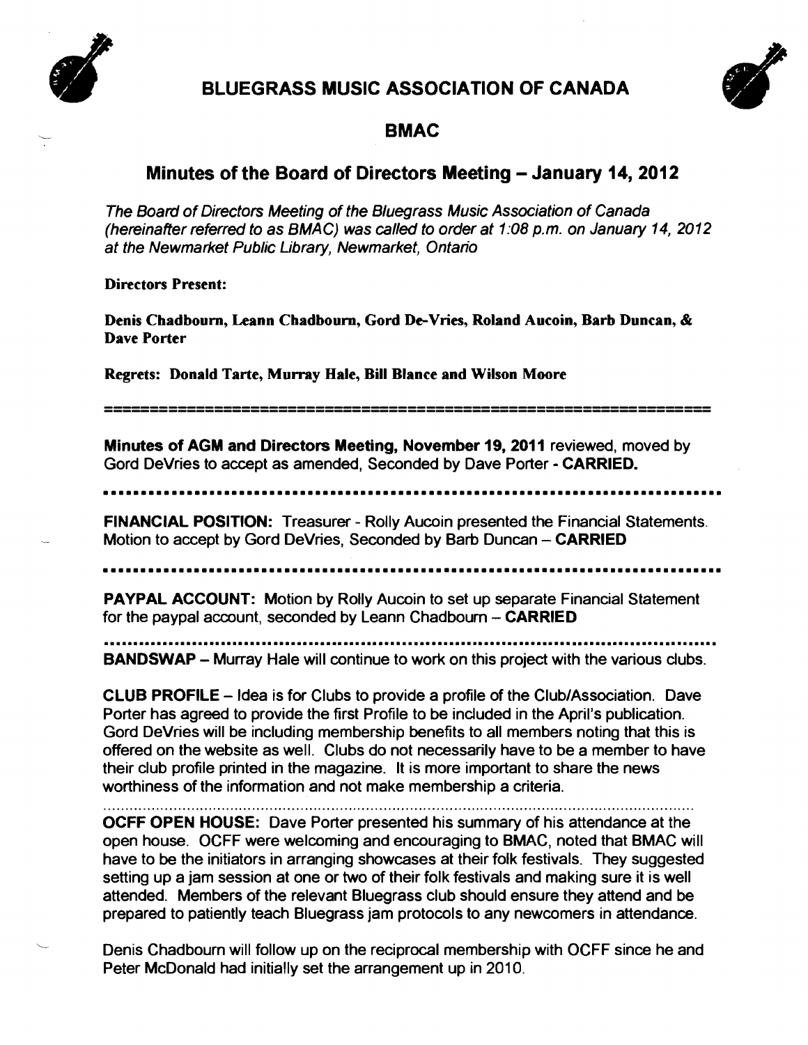# BLUEGRASS MUSIC ASSOCIATION OF CANADA

## BMAC

## Minutes of the Board of Directors Meeting – January 14, 2012

*The Board of Directors Meeting of the Bluegrass Music Association of Canada (hereinafter referred to as BMAC) was called to order at 1:08 p.m. on January 14, 2012 at the Newmarket Public Library, Newmarket, Ontario*

**Directors Present:**

**Denis Chadbourn, Leann Chadbourn, Gord De-Vries, Roland Aucoin, Barb Duncan, & Dave Porter**

**Regrets: Donald Tarte, Murray Hale, Bill Blance and Wilson Moore**

---

**Minutes of AGM and Directors Meeting, November 19, 2011** reviewed, moved by Gord DeVries to accept as amended, Seconded by Dave Porter - **CARRIED.**

---

**FINANCIAL POSITION:** Treasurer - Rolly Aucoin presented the Financial Statements. Motion to accept by Gord DeVries, Seconded by Barb Duncan – **CARRIED**

---

**PAYPAL ACCOUNT:** Motion by Rolly Aucoin to set up separate Financial Statement for the paypal account, seconded by Leann Chadbourn – **CARRIED**

---

**BANDSWAP** – Murray Hale will continue to work on this project with the various clubs.

**CLUB PROFILE** – Idea is for Clubs to provide a profile of the Club/Association. Dave Porter has agreed to provide the first Profile to be included in the April's publication. Gord DeVries will be including membership benefits to all members noting that this is offered on the website as well. Clubs do not necessarily have to be a member to have their club profile printed in the magazine. It is more important to share the news worthiness of the information and not make membership a criteria.

---

**OCFF OPEN HOUSE:** Dave Porter presented his summary of his attendance at the open house. OCFF were welcoming and encouraging to BMAC, noted that BMAC will have to be the initiators in arranging showcases at their folk festivals. They suggested setting up a jam session at one or two of their folk festivals and making sure it is well attended. Members of the relevant Bluegrass club should ensure they attend and be prepared to patiently teach Bluegrass jam protocols to any newcomers in attendance.

Denis Chadbourn will follow up on the reciprocal membership with OCFF since he and Peter McDonald had initially set the arrangement up in 2010.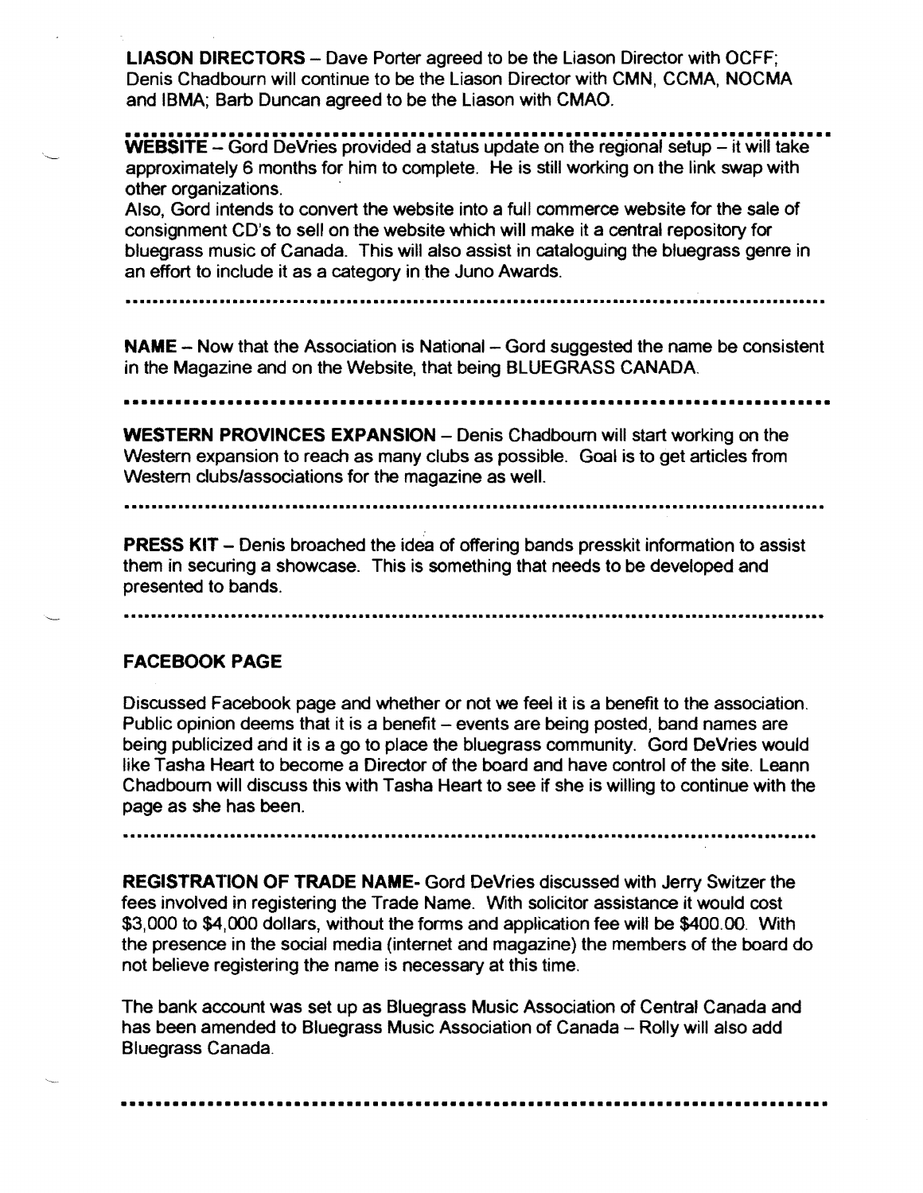**LIASON DIRECTORS** – Dave Porter agreed to be the Liason Director with OCFF; Denis Chadbourn will continue to be the Liason Director with CMN, CCMA, NOCMA and IBMA; Barb Duncan agreed to be the Liason with CMAO.

---

**WEBSITE** – Gord DeVries provided a status update on the regional setup – it will take approximately 6 months for him to complete. He is still working on the link swap with other organizations.

Also, Gord intends to convert the website into a full commerce website for the sale of consignment CD's to sell on the website which will make it a central repository for bluegrass music of Canada. This will also assist in cataloguing the bluegrass genre in an effort to include it as a category in the Juno Awards.

---

**NAME** – Now that the Association is National – Gord suggested the name be consistent in the Magazine and on the Website, that being BLUEGRASS CANADA.

---

**WESTERN PROVINCES EXPANSION** – Denis Chadbourn will start working on the Western expansion to reach as many clubs as possible. Goal is to get articles from Western clubs/associations for the magazine as well.

---

**PRESS KIT** – Denis broached the idea of offering bands presskit information to assist them in securing a showcase. This is something that needs to be developed and presented to bands.

---

**FACEBOOK PAGE**

Discussed Facebook page and whether or not we feel it is a benefit to the association. Public opinion deems that it is a benefit – events are being posted, band names are being publicized and it is a go to place the bluegrass community. Gord DeVries would like Tasha Heart to become a Director of the board and have control of the site. Leann Chadbourn will discuss this with Tasha Heart to see if she is willing to continue with the page as she has been.

---

**REGISTRATION OF TRADE NAME**- Gord DeVries discussed with Jerry Switzer the fees involved in registering the Trade Name. With solicitor assistance it would cost $3,000 to $4,000 dollars, without the forms and application fee will be $400.00. With the presence in the social media (internet and magazine) the members of the board do not believe registering the name is necessary at this time.

The bank account was set up as Bluegrass Music Association of Central Canada and has been amended to Bluegrass Music Association of Canada – Rolly will also add Bluegrass Canada.

---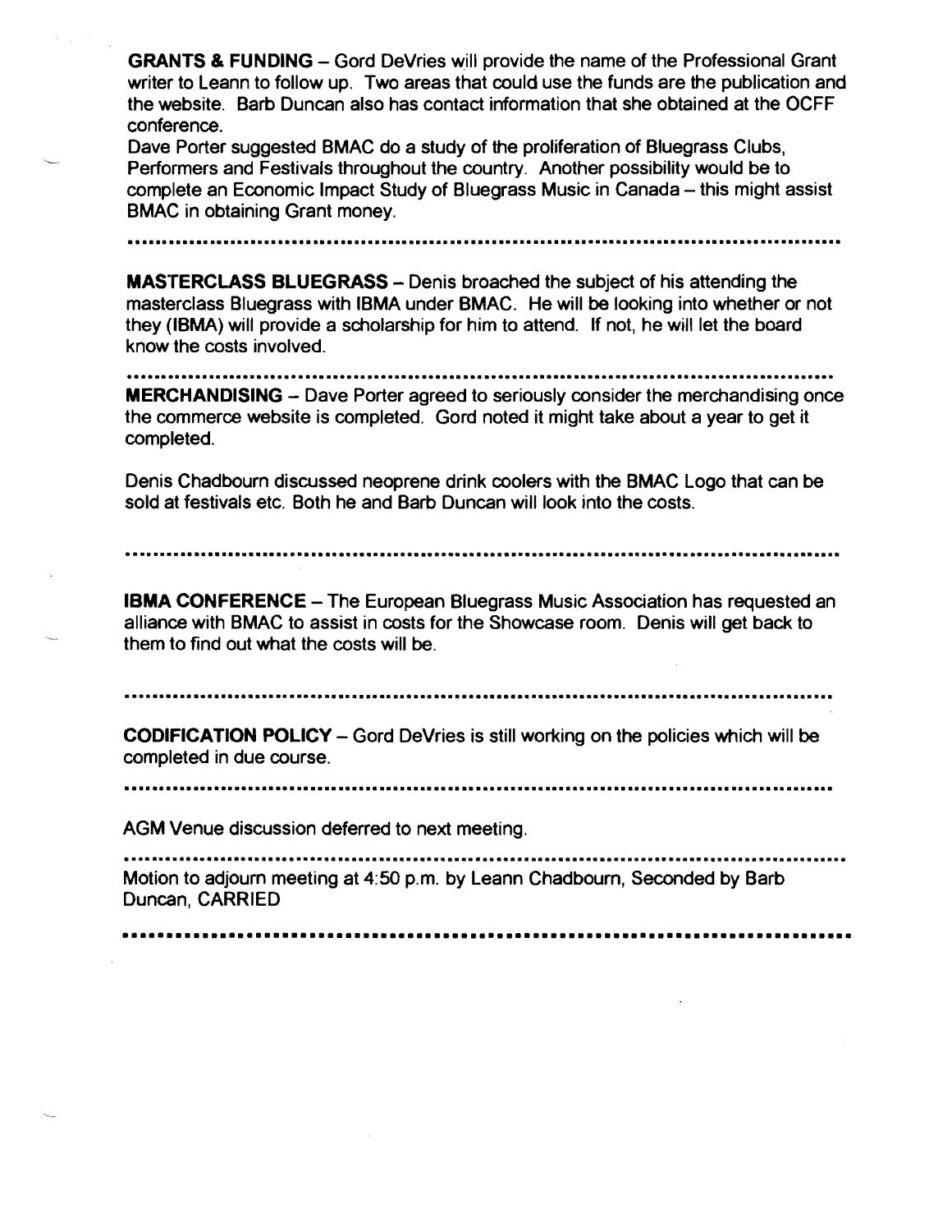**GRANTS & FUNDING** – Gord DeVries will provide the name of the Professional Grant writer to Leann to follow up. Two areas that could use the funds are the publication and the website. Barb Duncan also has contact information that she obtained at the OCFF conference.

Dave Porter suggested BMAC do a study of the proliferation of Bluegrass Clubs, Performers and Festivals throughout the country. Another possibility would be to complete an Economic Impact Study of Bluegrass Music in Canada – this might assist BMAC in obtaining Grant money.

---

**MASTERCLASS BLUEGRASS** – Denis broached the subject of his attending the masterclass Bluegrass with IBMA under BMAC. He will be looking into whether or not they (IBMA) will provide a scholarship for him to attend. If not, he will let the board know the costs involved.

---

**MERCHANDISING** – Dave Porter agreed to seriously consider the merchandising once the commerce website is completed. Gord noted it might take about a year to get it completed.

Denis Chadbourn discussed neoprene drink coolers with the BMAC Logo that can be sold at festivals etc. Both he and Barb Duncan will look into the costs.

---

**IBMA CONFERENCE** – The European Bluegrass Music Association has requested an alliance with BMAC to assist in costs for the Showcase room. Denis will get back to them to find out what the costs will be.

---

**CODIFICATION POLICY** – Gord DeVries is still working on the policies which will be completed in due course.

---

AGM Venue discussion deferred to next meeting.

---

Motion to adjourn meeting at 4:50 p.m. by Leann Chadbourn, Seconded by Barb Duncan, CARRIED

---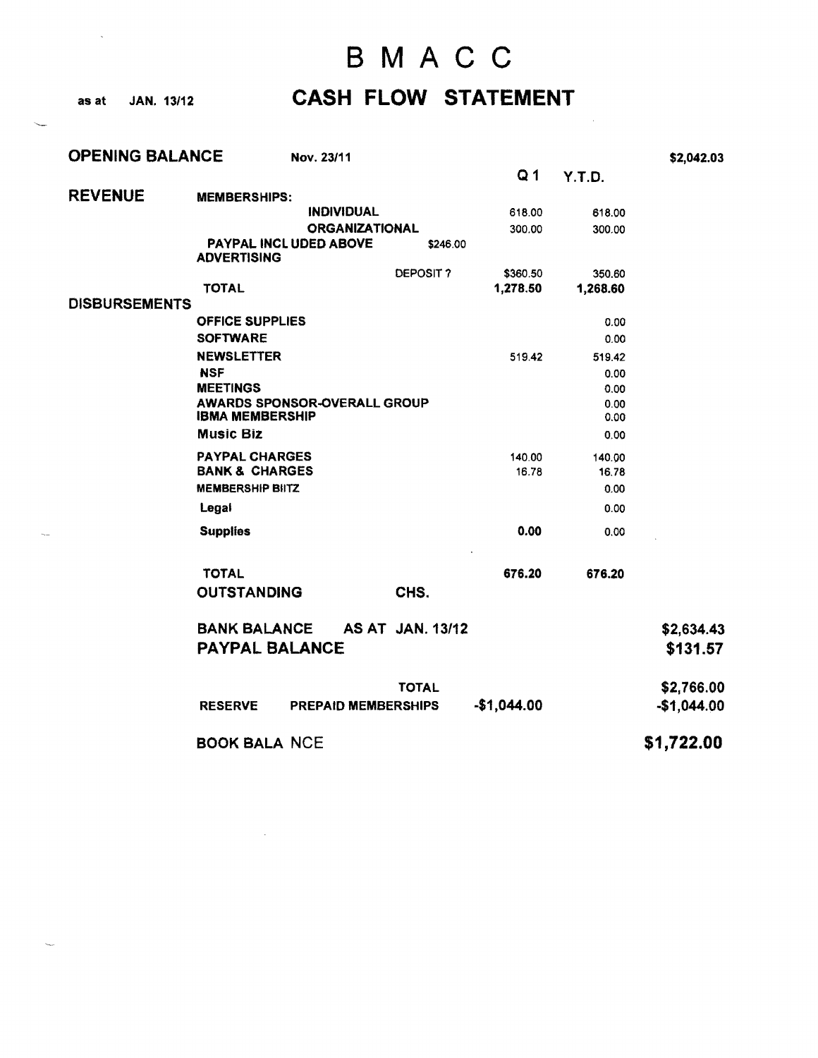# B M A C C

as at JAN. 13/12

## CASH FLOW STATEMENT

| | | | Q 1 | Y.T.D. | |
|---|---|---|---|---|---|
| **OPENING BALANCE** | Nov. 23/11 | | | | $2,042.03 |
| **REVENUE** | **MEMBERSHIPS:** | | | | |
| | **INDIVIDUAL** | | 618.00 | 618.00 | |
| | **ORGANIZATIONAL** | | 300.00 | 300.00 | |
| | **PAYPAL INCL UDED ABOVE** | $246.00 | | | |
| | **ADVERTISING** | | | | |
| | | DEPOSIT ? | $360.50 | 350.60 | |
| | **TOTAL** | | **1,278.50** | **1,268.60** | |
| **DISBURSEMENTS** | | | | | |
| | **OFFICE SUPPLIES** | | | 0.00 | |
| | **SOFTWARE** | | | 0.00 | |
| | **NEWSLETTER** | | 519.42 | 519.42 | |
| | **NSF** | | | 0.00 | |
| | **MEETINGS** | | | 0.00 | |
| | **AWARDS SPONSOR-OVERALL GROUP** | | | 0.00 | |
| | **IBMA MEMBERSHIP** | | | 0.00 | |
| | **Music Biz** | | | 0.00 | |
| | **PAYPAL CHARGES** | | 140.00 | 140.00 | |
| | **BANK & CHARGES** | | 16.78 | 16.78 | |
| | **MEMBERSHIP BIITZ** | | | 0.00 | |
| | **Legal** | | | 0.00 | |
| | **Supplies** | | **0.00** | 0.00 | |
| | **TOTAL** | | **676.20** | **676.20** | |
| | **OUTSTANDING** | **CHS.** | | | |
| | **BANK BALANCE AS AT JAN. 13/12** | | | | **$2,634.43** |
| | **PAYPAL BALANCE** | | | | **$131.57** |
| | | **TOTAL** | | | **$2,766.00** |
| | **RESERVE PREPAID MEMBERSHIPS** | | **-$1,044.00** | | **-$1,044.00** |
| | **BOOK BALA NCE** | | | | **$1,722.00** |